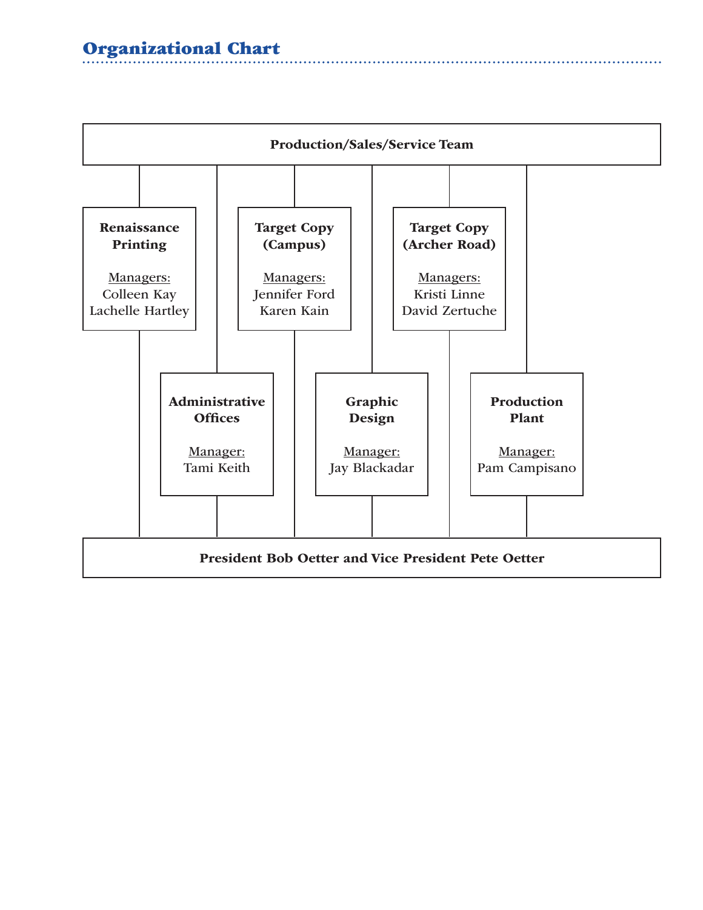## Organizational Chart

**Production/Sales/Service Team**

**Renaissance Printing**

Managers:
Colleen Kay
Lachelle Hartley

**Administrative Offices**

Manager:
Tami Keith

**Target Copy (Campus)**

Managers:
Jennifer Ford
Karen Kain

**Graphic Design**

Manager:
Jay Blackadar

**Target Copy (Archer Road)**

Managers:
Kristi Linne
David Zertuche

**Production Plant**

Manager:
Pam Campisano

**President Bob Oetter and Vice President Pete Oetter**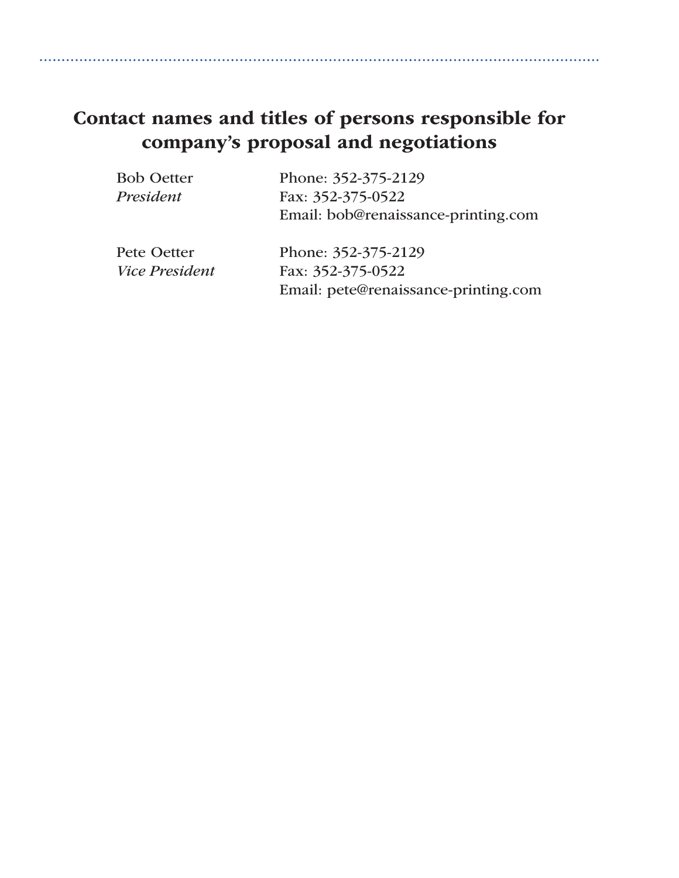## Contact names and titles of persons responsible for company's proposal and negotiations

Bob Oetter
*President*

Phone: 352-375-2129
Fax: 352-375-0522
Email: bob@renaissance-printing.com

Pete Oetter
*Vice President*

Phone: 352-375-2129
Fax: 352-375-0522
Email: pete@renaissance-printing.com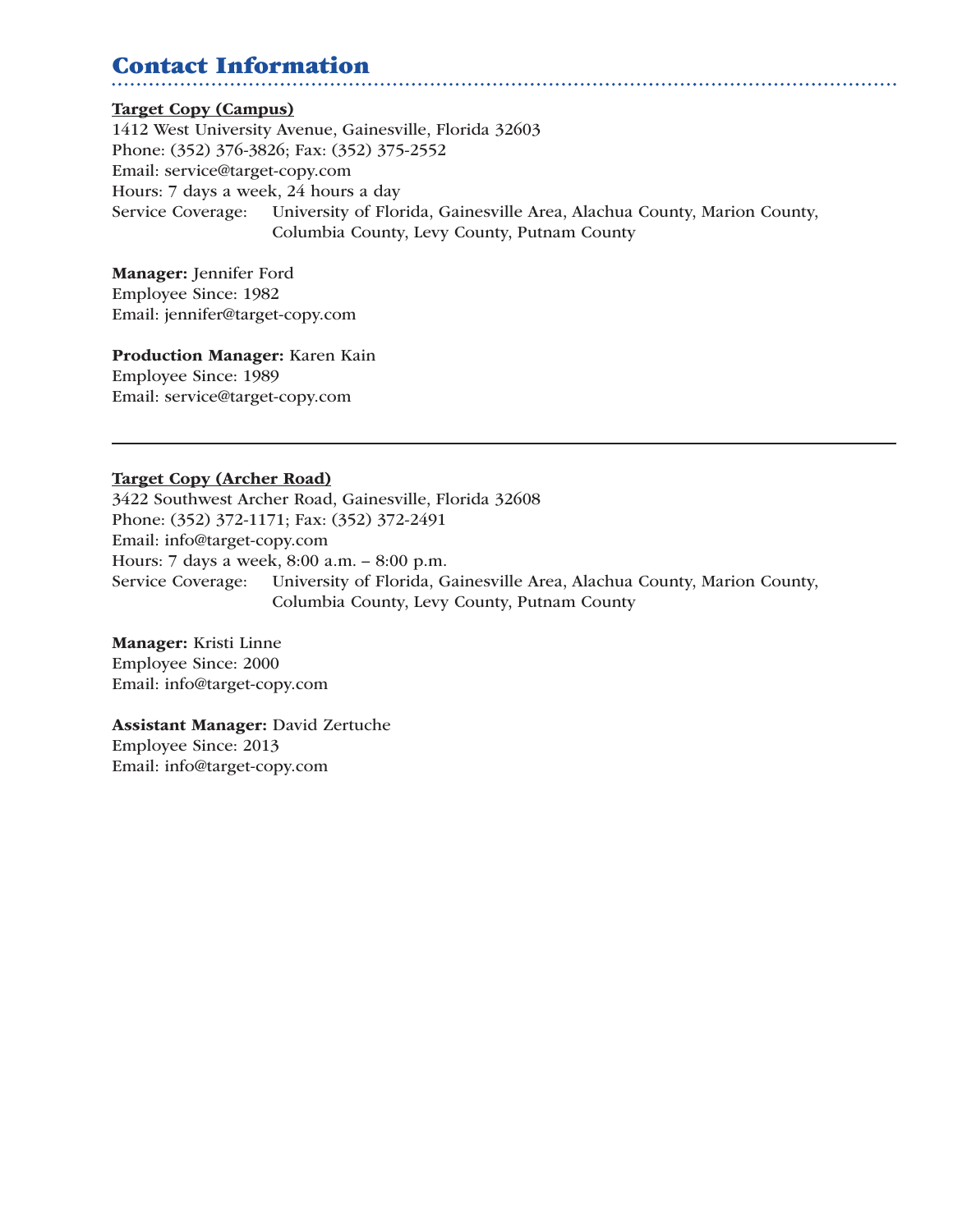## Contact Information

**Target Copy (Campus)**
1412 West University Avenue, Gainesville, Florida 32603
Phone: (352) 376-3826; Fax: (352) 375-2552
Email: service@target-copy.com
Hours: 7 days a week, 24 hours a day
Service Coverage: University of Florida, Gainesville Area, Alachua County, Marion County, Columbia County, Levy County, Putnam County

**Manager:** Jennifer Ford
Employee Since: 1982
Email: jennifer@target-copy.com

**Production Manager:** Karen Kain
Employee Since: 1989
Email: service@target-copy.com

---

**Target Copy (Archer Road)**
3422 Southwest Archer Road, Gainesville, Florida 32608
Phone: (352) 372-1171; Fax: (352) 372-2491
Email: info@target-copy.com
Hours: 7 days a week, 8:00 a.m. – 8:00 p.m.
Service Coverage: University of Florida, Gainesville Area, Alachua County, Marion County, Columbia County, Levy County, Putnam County

**Manager:** Kristi Linne
Employee Since: 2000
Email: info@target-copy.com

**Assistant Manager:** David Zertuche
Employee Since: 2013
Email: info@target-copy.com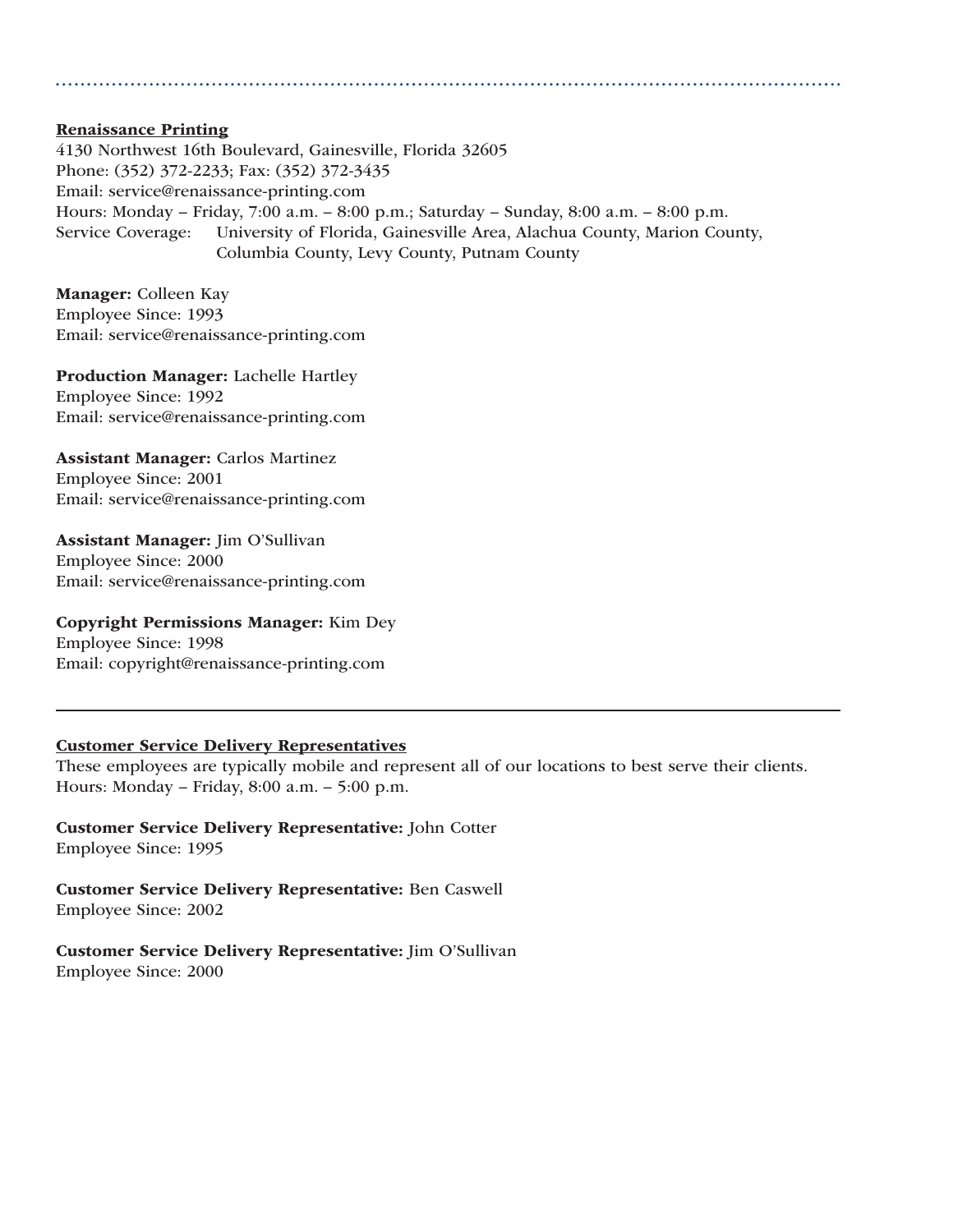## Renaissance Printing

4130 Northwest 16th Boulevard, Gainesville, Florida 32605
Phone: (352) 372-2233; Fax: (352) 372-3435
Email: service@renaissance-printing.com
Hours: Monday – Friday, 7:00 a.m. – 8:00 p.m.; Saturday – Sunday, 8:00 a.m. – 8:00 p.m.
Service Coverage: University of Florida, Gainesville Area, Alachua County, Marion County, Columbia County, Levy County, Putnam County

**Manager:** Colleen Kay
Employee Since: 1993
Email: service@renaissance-printing.com

**Production Manager:** Lachelle Hartley
Employee Since: 1992
Email: service@renaissance-printing.com

**Assistant Manager:** Carlos Martinez
Employee Since: 2001
Email: service@renaissance-printing.com

**Assistant Manager:** Jim O'Sullivan
Employee Since: 2000
Email: service@renaissance-printing.com

**Copyright Permissions Manager:** Kim Dey
Employee Since: 1998
Email: copyright@renaissance-printing.com

---

## Customer Service Delivery Representatives

These employees are typically mobile and represent all of our locations to best serve their clients.
Hours: Monday – Friday, 8:00 a.m. – 5:00 p.m.

**Customer Service Delivery Representative:** John Cotter
Employee Since: 1995

**Customer Service Delivery Representative:** Ben Caswell
Employee Since: 2002

**Customer Service Delivery Representative:** Jim O'Sullivan
Employee Since: 2000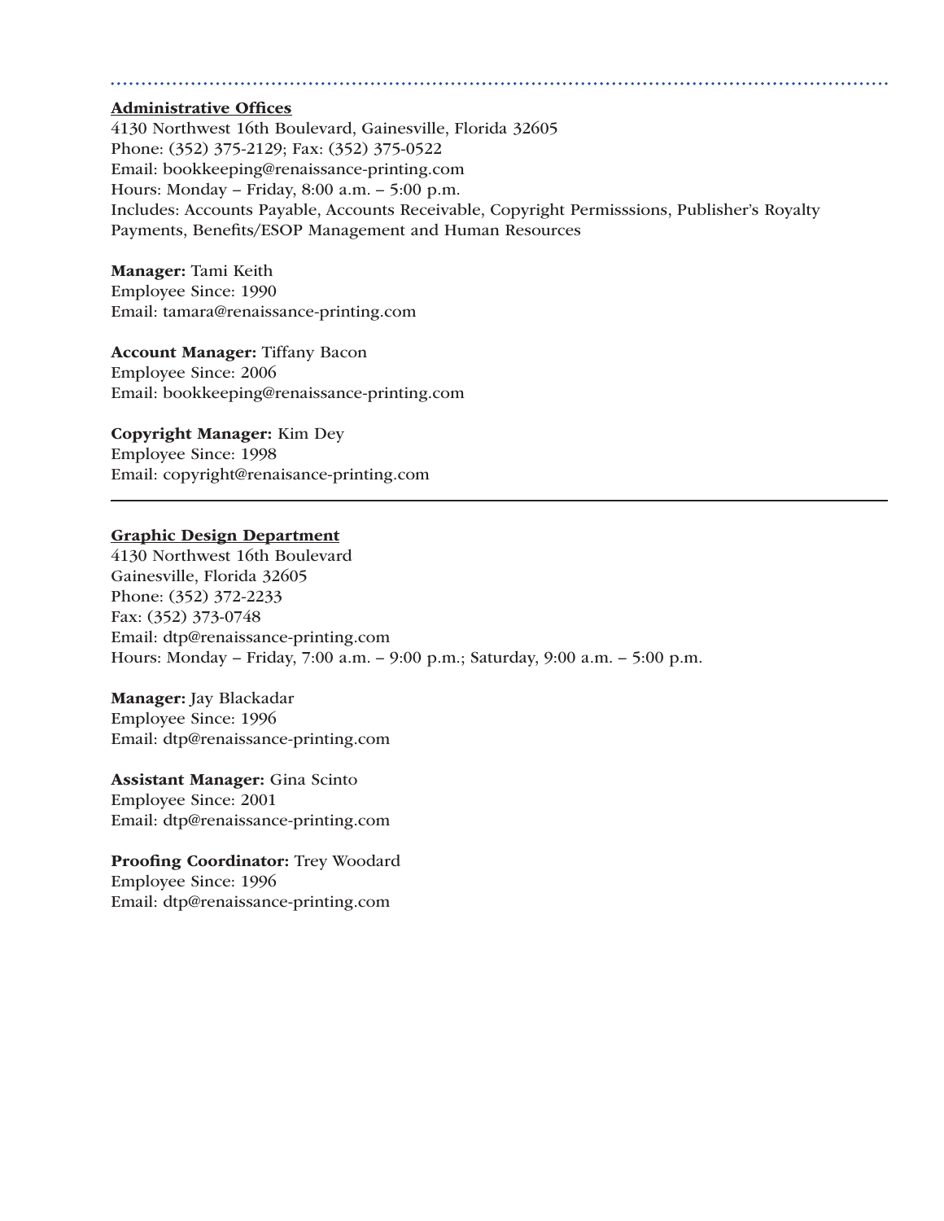## Administrative Offices

4130 Northwest 16th Boulevard, Gainesville, Florida 32605
Phone: (352) 375-2129; Fax: (352) 375-0522
Email: bookkeeping@renaissance-printing.com
Hours: Monday – Friday, 8:00 a.m. – 5:00 p.m.
Includes: Accounts Payable, Accounts Receivable, Copyright Permisssions, Publisher's Royalty Payments, Benefits/ESOP Management and Human Resources

**Manager:** Tami Keith
Employee Since: 1990
Email: tamara@renaissance-printing.com

**Account Manager:** Tiffany Bacon
Employee Since: 2006
Email: bookkeeping@renaissance-printing.com

**Copyright Manager:** Kim Dey
Employee Since: 1998
Email: copyright@renaisance-printing.com

---

## Graphic Design Department

4130 Northwest 16th Boulevard
Gainesville, Florida 32605
Phone: (352) 372-2233
Fax: (352) 373-0748
Email: dtp@renaissance-printing.com
Hours: Monday – Friday, 7:00 a.m. – 9:00 p.m.; Saturday, 9:00 a.m. – 5:00 p.m.

**Manager:** Jay Blackadar
Employee Since: 1996
Email: dtp@renaissance-printing.com

**Assistant Manager:** Gina Scinto
Employee Since: 2001
Email: dtp@renaissance-printing.com

**Proofing Coordinator:** Trey Woodard
Employee Since: 1996
Email: dtp@renaissance-printing.com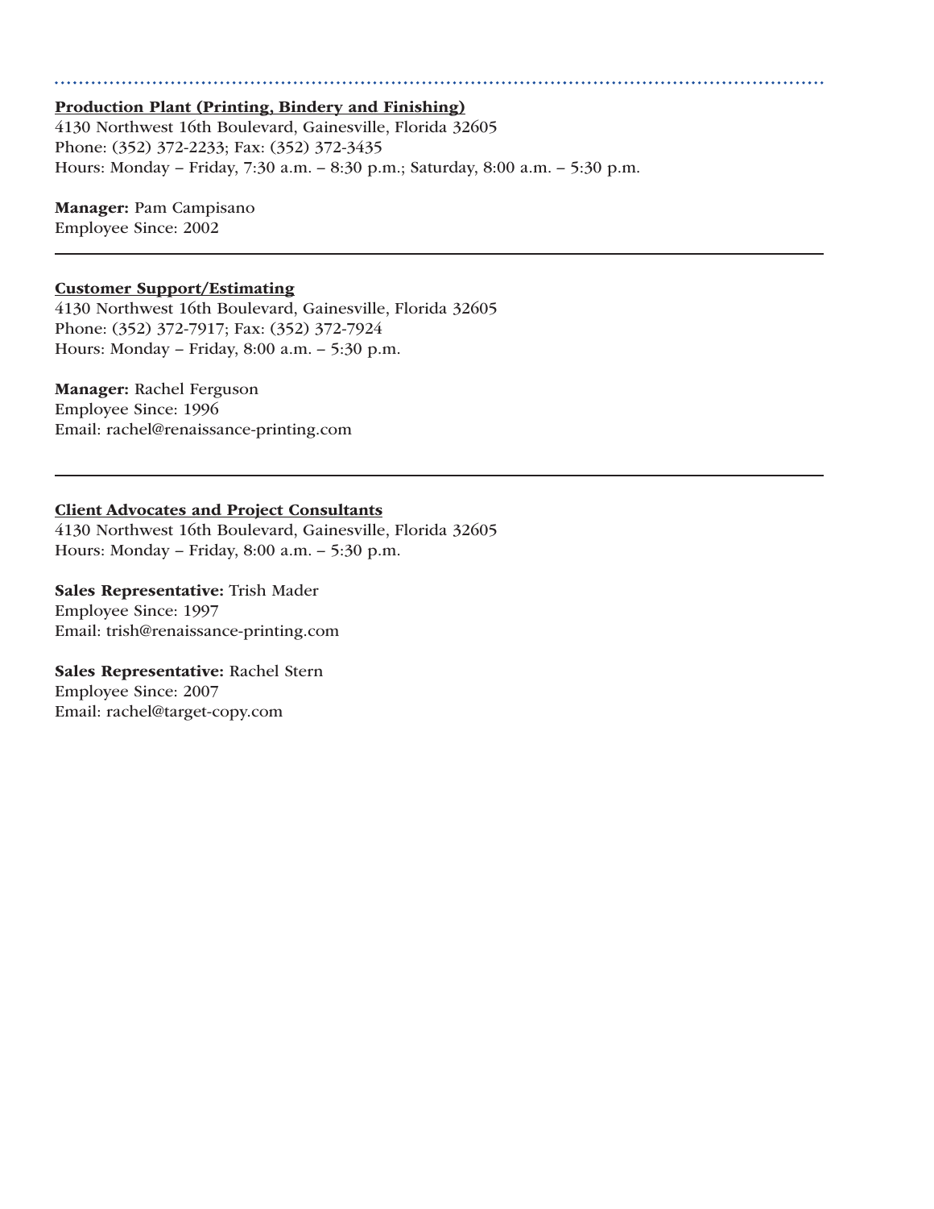**Production Plant (Printing, Bindery and Finishing)**
4130 Northwest 16th Boulevard, Gainesville, Florida 32605
Phone: (352) 372-2233; Fax: (352) 372-3435
Hours: Monday – Friday, 7:30 a.m. – 8:30 p.m.; Saturday, 8:00 a.m. – 5:30 p.m.

**Manager:** Pam Campisano
Employee Since: 2002

---

**Customer Support/Estimating**
4130 Northwest 16th Boulevard, Gainesville, Florida 32605
Phone: (352) 372-7917; Fax: (352) 372-7924
Hours: Monday – Friday, 8:00 a.m. – 5:30 p.m.

**Manager:** Rachel Ferguson
Employee Since: 1996
Email: rachel@renaissance-printing.com

---

**Client Advocates and Project Consultants**
4130 Northwest 16th Boulevard, Gainesville, Florida 32605
Hours: Monday – Friday, 8:00 a.m. – 5:30 p.m.

**Sales Representative:** Trish Mader
Employee Since: 1997
Email: trish@renaissance-printing.com

**Sales Representative:** Rachel Stern
Employee Since: 2007
Email: rachel@target-copy.com